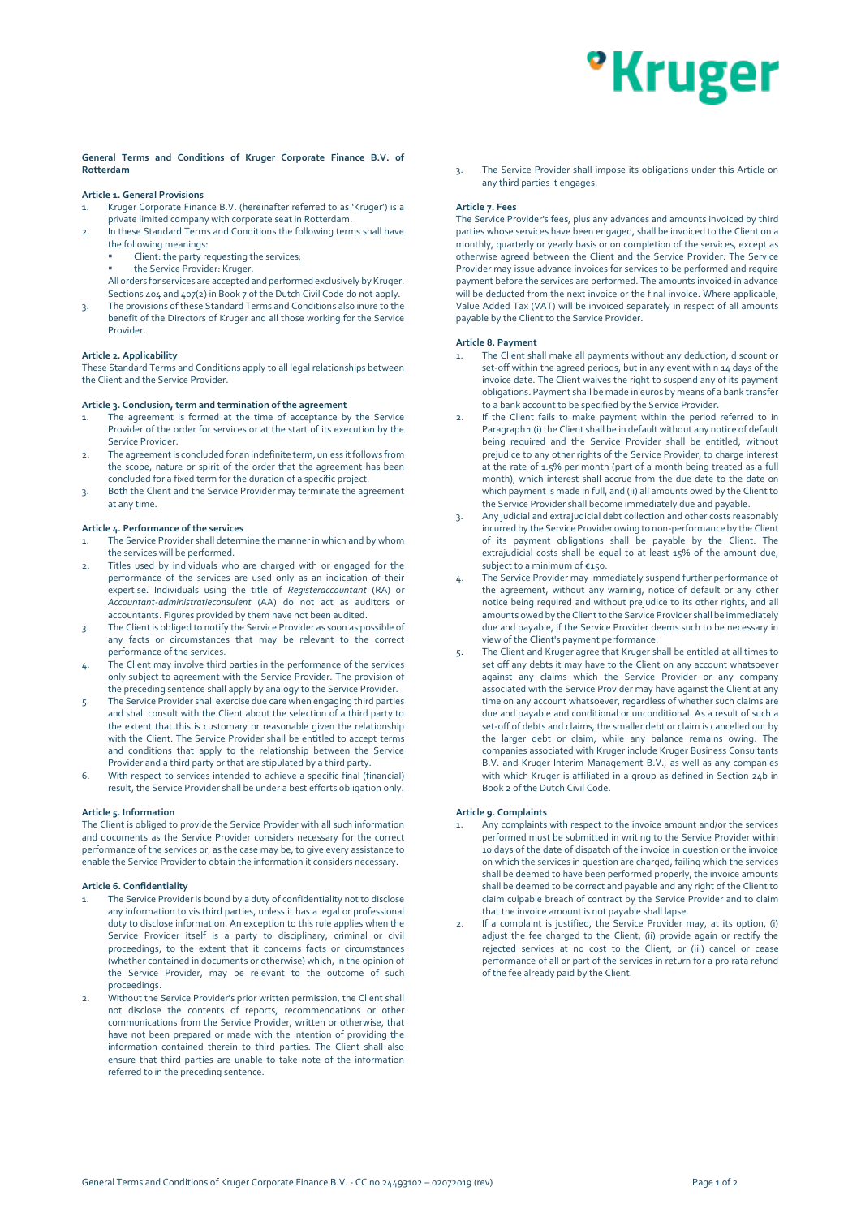# General Terms and Conditions of Kruger Corporate Finance B.V. of Rotterdam

## Article 1. General Provisions

1. Kruger Corporate Finance B.V. (hereinafter referred to as 'Kruger') is a private limited company with corporate seat in Rotterdam.
2. In these Standard Terms and Conditions the following terms shall have the following meanings:
   - Client: the party requesting the services;
   - the Service Provider: Kruger.

   All orders for services are accepted and performed exclusively by Kruger. Sections 404 and 407(2) in Book 7 of the Dutch Civil Code do not apply.
3. The provisions of these Standard Terms and Conditions also inure to the benefit of the Directors of Kruger and all those working for the Service Provider.

## Article 2. Applicability

These Standard Terms and Conditions apply to all legal relationships between the Client and the Service Provider.

## Article 3. Conclusion, term and termination of the agreement

1. The agreement is formed at the time of acceptance by the Service Provider of the order for services or at the start of its execution by the Service Provider.
2. The agreement is concluded for an indefinite term, unless it follows from the scope, nature or spirit of the order that the agreement has been concluded for a fixed term for the duration of a specific project.
3. Both the Client and the Service Provider may terminate the agreement at any time.

## Article 4. Performance of the services

1. The Service Provider shall determine the manner in which and by whom the services will be performed.
2. Titles used by individuals who are charged with or engaged for the performance of the services are used only as an indication of their expertise. Individuals using the title of *Registeraccountant* (RA) or *Accountant-administratieconsulent* (AA) do not act as auditors or accountants. Figures provided by them have not been audited.
3. The Client is obliged to notify the Service Provider as soon as possible of any facts or circumstances that may be relevant to the correct performance of the services.
4. The Client may involve third parties in the performance of the services only subject to agreement with the Service Provider. The provision of the preceding sentence shall apply by analogy to the Service Provider.
5. The Service Provider shall exercise due care when engaging third parties and shall consult with the Client about the selection of a third party to the extent that this is customary or reasonable given the relationship with the Client. The Service Provider shall be entitled to accept terms and conditions that apply to the relationship between the Service Provider and a third party or that are stipulated by a third party.
6. With respect to services intended to achieve a specific final (financial) result, the Service Provider shall be under a best efforts obligation only.

## Article 5. Information

The Client is obliged to provide the Service Provider with all such information and documents as the Service Provider considers necessary for the correct performance of the services or, as the case may be, to give every assistance to enable the Service Provider to obtain the information it considers necessary.

## Article 6. Confidentiality

1. The Service Provider is bound by a duty of confidentiality not to disclose any information to vis third parties, unless it has a legal or professional duty to disclose information. An exception to this rule applies when the Service Provider itself is a party to disciplinary, criminal or civil proceedings, to the extent that it concerns facts or circumstances (whether contained in documents or otherwise) which, in the opinion of the Service Provider, may be relevant to the outcome of such proceedings.
2. Without the Service Provider's prior written permission, the Client shall not disclose the contents of reports, recommendations or other communications from the Service Provider, written or otherwise, that have not been prepared or made with the intention of providing the information contained therein to third parties. The Client shall also ensure that third parties are unable to take note of the information referred to in the preceding sentence.
3. The Service Provider shall impose its obligations under this Article on any third parties it engages.

## Article 7. Fees

The Service Provider's fees, plus any advances and amounts invoiced by third parties whose services have been engaged, shall be invoiced to the Client on a monthly, quarterly or yearly basis or on completion of the services, except as otherwise agreed between the Client and the Service Provider. The Service Provider may issue advance invoices for services to be performed and require payment before the services are performed. The amounts invoiced in advance will be deducted from the next invoice or the final invoice. Where applicable, Value Added Tax (VAT) will be invoiced separately in respect of all amounts payable by the Client to the Service Provider.

## Article 8. Payment

1. The Client shall make all payments without any deduction, discount or set-off within the agreed periods, but in any event within 14 days of the invoice date. The Client waives the right to suspend any of its payment obligations. Payment shall be made in euros by means of a bank transfer to a bank account to be specified by the Service Provider.
2. If the Client fails to make payment within the period referred to in Paragraph 1 (i) the Client shall be in default without any notice of default being required and the Service Provider shall be entitled, without prejudice to any other rights of the Service Provider, to charge interest at the rate of 1.5% per month (part of a month being treated as a full month), which interest shall accrue from the due date to the date on which payment is made in full, and (ii) all amounts owed by the Client to the Service Provider shall become immediately due and payable.
3. Any judicial and extrajudicial debt collection and other costs reasonably incurred by the Service Provider owing to non-performance by the Client of its payment obligations shall be payable by the Client. The extrajudicial costs shall be equal to at least 15% of the amount due, subject to a minimum of €150.
4. The Service Provider may immediately suspend further performance of the agreement, without any warning, notice of default or any other notice being required and without prejudice to its other rights, and all amounts owed by the Client to the Service Provider shall be immediately due and payable, if the Service Provider deems such to be necessary in view of the Client's payment performance.
5. The Client and Kruger agree that Kruger shall be entitled at all times to set off any debts it may have to the Client on any account whatsoever against any claims which the Service Provider or any company associated with the Service Provider may have against the Client at any time on any account whatsoever, regardless of whether such claims are due and payable and conditional or unconditional. As a result of such a set-off of debts and claims, the smaller debt or claim is cancelled out by the larger debt or claim, while any balance remains owing. The companies associated with Kruger include Kruger Business Consultants B.V. and Kruger Interim Management B.V., as well as any companies with which Kruger is affiliated in a group as defined in Section 24b in Book 2 of the Dutch Civil Code.

## Article 9. Complaints

1. Any complaints with respect to the invoice amount and/or the services performed must be submitted in writing to the Service Provider within 10 days of the date of dispatch of the invoice in question or the invoice on which the services in question are charged, failing which the services shall be deemed to have been performed properly, the invoice amounts shall be deemed to be correct and payable and any right of the Client to claim culpable breach of contract by the Service Provider and to claim that the invoice amount is not payable shall lapse.
2. If a complaint is justified, the Service Provider may, at its option, (i) adjust the fee charged to the Client, (ii) provide again or rectify the rejected services at no cost to the Client, or (iii) cancel or cease performance of all or part of the services in return for a pro rata refund of the fee already paid by the Client.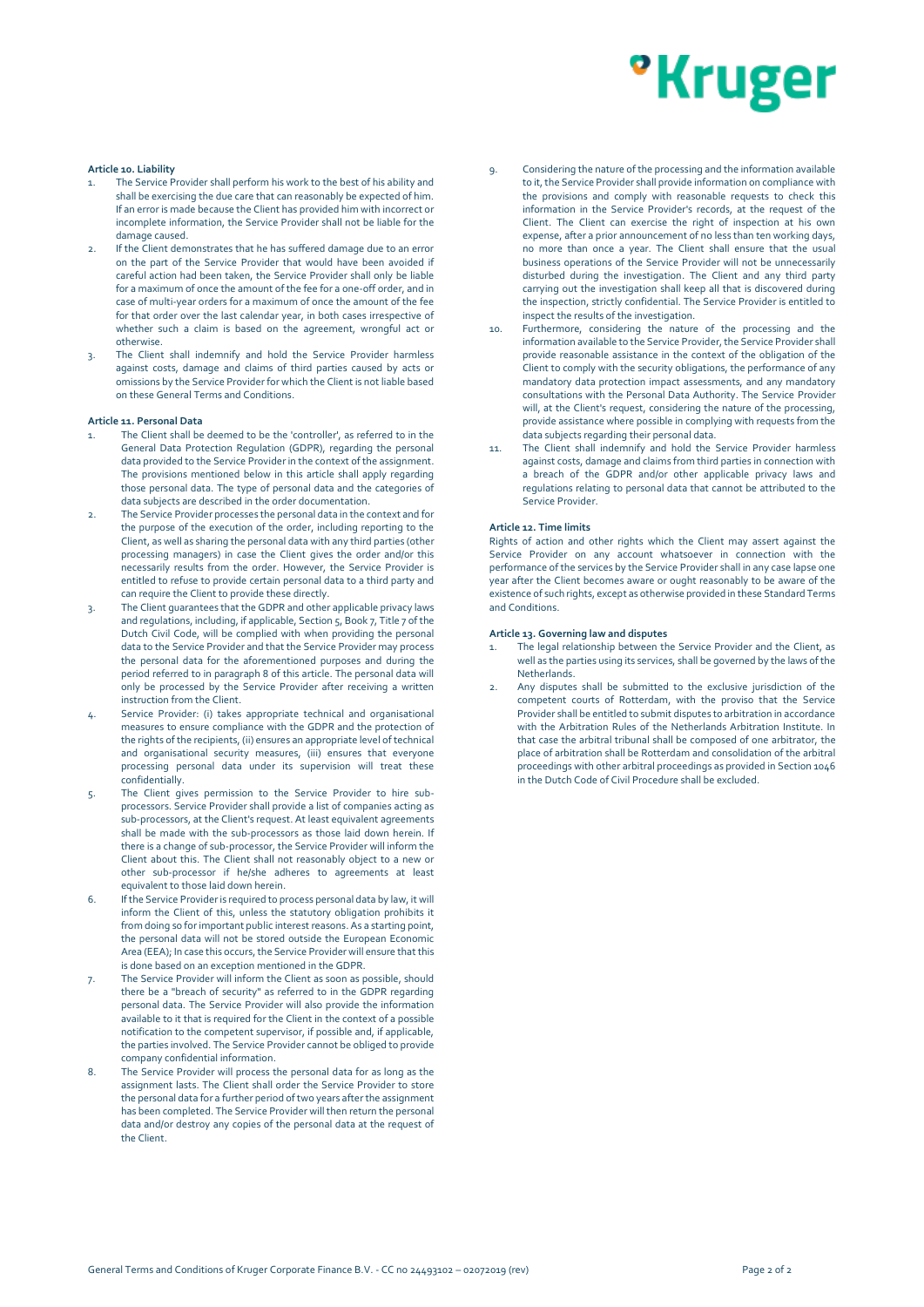#### Article 10. Liability

1. The Service Provider shall perform his work to the best of his ability and shall be exercising the due care that can reasonably be expected of him. If an error is made because the Client has provided him with incorrect or incomplete information, the Service Provider shall not be liable for the damage caused.
2. If the Client demonstrates that he has suffered damage due to an error on the part of the Service Provider that would have been avoided if careful action had been taken, the Service Provider shall only be liable for a maximum of once the amount of the fee for a one-off order, and in case of multi-year orders for a maximum of once the amount of the fee for that order over the last calendar year, in both cases irrespective of whether such a claim is based on the agreement, wrongful act or otherwise.
3. The Client shall indemnify and hold the Service Provider harmless against costs, damage and claims of third parties caused by acts or omissions by the Service Provider for which the Client is not liable based on these General Terms and Conditions.

#### Article 11. Personal Data

1. The Client shall be deemed to be the 'controller', as referred to in the General Data Protection Regulation (GDPR), regarding the personal data provided to the Service Provider in the context of the assignment. The provisions mentioned below in this article shall apply regarding those personal data. The type of personal data and the categories of data subjects are described in the order documentation.
2. The Service Provider processes the personal data in the context and for the purpose of the execution of the order, including reporting to the Client, as well as sharing the personal data with any third parties (other processing managers) in case the Client gives the order and/or this necessarily results from the order. However, the Service Provider is entitled to refuse to provide certain personal data to a third party and can require the Client to provide these directly.
3. The Client guarantees that the GDPR and other applicable privacy laws and regulations, including, if applicable, Section 5, Book 7, Title 7 of the Dutch Civil Code, will be complied with when providing the personal data to the Service Provider and that the Service Provider may process the personal data for the aforementioned purposes and during the period referred to in paragraph 8 of this article. The personal data will only be processed by the Service Provider after receiving a written instruction from the Client.
4. Service Provider: (i) takes appropriate technical and organisational measures to ensure compliance with the GDPR and the protection of the rights of the recipients, (ii) ensures an appropriate level of technical and organisational security measures, (iii) ensures that everyone processing personal data under its supervision will treat these confidentially.
5. The Client gives permission to the Service Provider to hire sub-processors. Service Provider shall provide a list of companies acting as sub-processors, at the Client's request. At least equivalent agreements shall be made with the sub-processors as those laid down herein. If there is a change of sub-processor, the Service Provider will inform the Client about this. The Client shall not reasonably object to a new or other sub-processor if he/she adheres to agreements at least equivalent to those laid down herein.
6. If the Service Provider is required to process personal data by law, it will inform the Client of this, unless the statutory obligation prohibits it from doing so for important public interest reasons. As a starting point, the personal data will not be stored outside the European Economic Area (EEA); In case this occurs, the Service Provider will ensure that this is done based on an exception mentioned in the GDPR.
7. The Service Provider will inform the Client as soon as possible, should there be a "breach of security" as referred to in the GDPR regarding personal data. The Service Provider will also provide the information available to it that is required for the Client in the context of a possible notification to the competent supervisor, if possible and, if applicable, the parties involved. The Service Provider cannot be obliged to provide company confidential information.
8. The Service Provider will process the personal data for as long as the assignment lasts. The Client shall order the Service Provider to store the personal data for a further period of two years after the assignment has been completed. The Service Provider will then return the personal data and/or destroy any copies of the personal data at the request of the Client.
9. Considering the nature of the processing and the information available to it, the Service Provider shall provide information on compliance with the provisions and comply with reasonable requests to check this information in the Service Provider's records, at the request of the Client. The Client can exercise the right of inspection at his own expense, after a prior announcement of no less than ten working days, no more than once a year. The Client shall ensure that the usual business operations of the Service Provider will not be unnecessarily disturbed during the investigation. The Client and any third party carrying out the investigation shall keep all that is discovered during the inspection, strictly confidential. The Service Provider is entitled to inspect the results of the investigation.
10. Furthermore, considering the nature of the processing and the information available to the Service Provider, the Service Provider shall provide reasonable assistance in the context of the obligation of the Client to comply with the security obligations, the performance of any mandatory data protection impact assessments, and any mandatory consultations with the Personal Data Authority. The Service Provider will, at the Client's request, considering the nature of the processing, provide assistance where possible in complying with requests from the data subjects regarding their personal data.
11. The Client shall indemnify and hold the Service Provider harmless against costs, damage and claims from third parties in connection with a breach of the GDPR and/or other applicable privacy laws and regulations relating to personal data that cannot be attributed to the Service Provider.

#### Article 12. Time limits

Rights of action and other rights which the Client may assert against the Service Provider on any account whatsoever in connection with the performance of the services by the Service Provider shall in any case lapse one year after the Client becomes aware or ought reasonably to be aware of the existence of such rights, except as otherwise provided in these Standard Terms and Conditions.

#### Article 13. Governing law and disputes

1. The legal relationship between the Service Provider and the Client, as well as the parties using its services, shall be governed by the laws of the Netherlands.
2. Any disputes shall be submitted to the exclusive jurisdiction of the competent courts of Rotterdam, with the proviso that the Service Provider shall be entitled to submit disputes to arbitration in accordance with the Arbitration Rules of the Netherlands Arbitration Institute. In that case the arbitral tribunal shall be composed of one arbitrator, the place of arbitration shall be Rotterdam and consolidation of the arbitral proceedings with other arbitral proceedings as provided in Section 1046 in the Dutch Code of Civil Procedure shall be excluded.